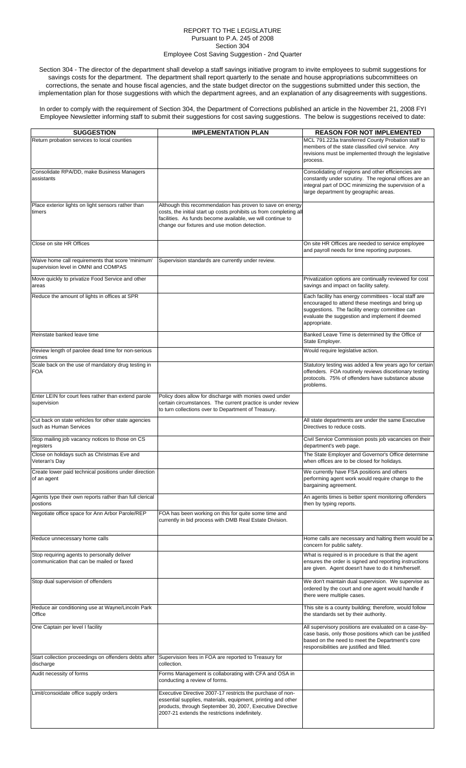# REPORT TO THE LEGISLATURE
## Pursuant to P.A. 245 of 2008
## Section 304
## Employee Cost Saving Suggestion - 2nd Quarter

Section 304 - The director of the department shall develop a staff savings initiative program to invite employees to submit suggestions for savings costs for the department. The department shall report quarterly to the senate and house appropriations subcommittees on corrections, the senate and house fiscal agencies, and the state budget director on the suggestions submitted under this section, the implementation plan for those suggestions with which the department agrees, and an explanation of any disagreements with suggestions.

In order to comply with the requirement of Section 304, the Department of Corrections published an article in the November 21, 2008 FYI Employee Newsletter informing staff to submit their suggestions for cost saving suggestions. The below is suggestions received to date:

| SUGGESTION | IMPLEMENTATION PLAN | REASON FOR NOT IMPLEMENTED |
| --- | --- | --- |
| Return probation services to local counties | | MCL 791.223a transferred County Probation staff to members of the state classified civil service. Any revisions must be implemented through the legislative process. |
| Consolidate RPA/DD, make Business Managers assistants | | Consolidating of regions and other efficiencies are constantly under scrutiny. The regional offices are an integral part of DOC minimizing the supervision of a large department by geographic areas. |
| Place exterior lights on light sensors rather than timers | Although this recommendation has proven to save on energy costs, the initial start up costs prohibits us from completing all facilities. As funds become available, we will continue to change our fixtures and use motion detection. | |
| Close on site HR Offices | | On site HR Offices are needed to service employee and payroll needs for time reporting purposes. |
| Waive home call requirements that score 'minimum' supervision level in OMNI and COMPAS | Supervision standards are currently under review. | |
| Move quickly to privatize Food Service and other areas | | Privatization options are continually reviewed for cost savings and impact on facility safety. |
| Reduce the amount of lights in offices at SPR | | Each facility has energy committees - local staff are encouraged to attend these meetings and bring up suggestions. The facility energy committee can evaluate the suggestion and implement if deemed appropriate. |
| Reinstate banked leave time | | Banked Leave Time is determined by the Office of State Employer. |
| Review length of parolee dead time for non-serious crimes | | Would require legislative action. |
| Scale back on the use of mandatory drug testing in FOA | | Statutory testing was added a few years ago for certain offenders. FOA routinely reviews discetionary testing protocols. 75% of offenders have substance abuse problems. |
| Enter LEIN for court fees rather than extend parole supervision | Policy does allow for discharge with monies owed under certain circumstances. The current practice is under review to turn collections over to Department of Treasury. | |
| Cut back on state vehicles for other state agencies such as Human Services | | All state departments are under the same Executive Directives to reduce costs. |
| Stop mailing job vacancy notices to those on CS registers | | Civil Service Commission posts job vacancies on their department's web page. |
| Close on holidays such as Christmas Eve and Veteran's Day | | The State Employer and Governor's Office determine when offices are to be closed for holidays. |
| Create lower paid technical positions under direction of an agent | | We currently have FSA positions and others performing agent work would require change to the bargaining agreement. |
| Agents type their own reports rather than full clerical postions | | An agents times is better spent monitoring offenders then by typing reports. |
| Negotiate office space for Ann Arbor Parole/REP | FOA has been working on this for quite some time and currently in bid process with DMB Real Estate Division. | |
| Reduce unnecessary home calls | | Home calls are necessary and halting them would be a concern for public safety. |
| Stop requiring agents to personally deliver communication that can be mailed or faxed | | What is required is in procedure is that the agent ensures the order is signed and reporting instructions are given. Agent doesn't have to do it him/herself. |
| Stop dual supervision of offenders | | We don't maintain dual supervision. We supervise as ordered by the court and one agent would handle if there were multiple cases. |
| Reduce air conditioning use at Wayne/Lincoln Park Office | | This site is a county building; therefore, would follow the standards set by their authority. |
| One Captain per level I facility | | All supervisory positions are evaluated on a case-by-case basis, only those positions which can be justified based on the need to meet the Department's core responsibilities are justified and filled. |
| Start collection proceedings on offenders debts after discharge | Supervision fees in FOA are reported to Treasury for collection. | |
| Audit necessity of forms | Forms Management is collaborating with CFA and OSA in conducting a review of forms. | |
| Limit/consoidate office supply orders | Executive Directive 2007-17 restricts the purchase of non-essential supplies, materials, equipment, printing and other products, through September 30, 2007, Executive Directive 2007-21 extends the restrictions indefinitely. | |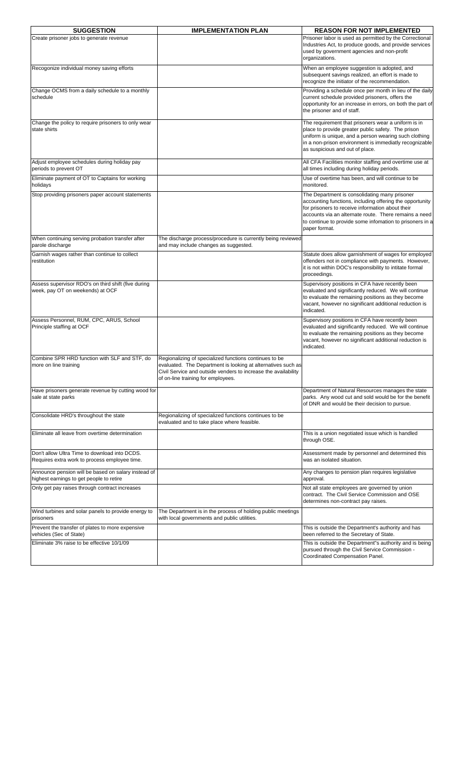| SUGGESTION | IMPLEMENTATION PLAN | REASON FOR NOT IMPLEMENTED |
| --- | --- | --- |
| Create prisoner jobs to generate revenue | | Prisoner labor is used as permitted by the Correctional Industries Act, to produce goods, and provide services used by government agencies and non-profit organizations. |
| Recogonize individual money saving efforts | | When an employee suggestion is adopted, and subsequent savings realized, an effort is made to recognize the initiator of the recommendation. |
| Change OCMS from a daily schedule to a monthly schedule | | Providing a schedule once per month in lieu of the daily current schedule provided prisoners, offers the opportunity for an increase in errors, on both the part of the prisoner and of staff. |
| Change the policy to require prisoners to only wear state shirts | | The requirement that prisoners wear a uniform is in place to provide greater public safety. The prison uniform is unique, and a person wearing such clothing in a non-prison environment is immediatly recognizable as suspicious and out of place. |
| Adjust employee schedules during holiday pay periods to prevent OT | | All CFA Facilities monitor staffing and overtime use at all times including during holiday periods. |
| Eliminate payment of OT to Captains for working holidays | | Use of overtime has been, and will continue to be monitored. |
| Stop providing prisoners paper account statements | | The Department is consolidating many prisoner accounting functions, including offering the opportunity for prisoners to receive information about their accounts via an alternate route. There remains a need to continue to provide some infomation to prisoners in a paper format. |
| When continuing serving probation transfer after parole discharge | The discharge process/procedure is currently being reviewed and may include changes as suggested. | |
| Garnish wages rather than continue to collect restitution | | Statute does allow garnishment of wages for employed offenders not in compliance with payments. However, it is not within DOC's responsibility to intitate formal proceedings. |
| Assess supervisor RDO's on third shift (five during week, pay OT on weekends) at OCF | | Supervisory positions in CFA have recently been evaluated and significantly reduced. We will continue to evaluate the remaining positions as they become vacant, however no significant additional reduction is indicated. |
| Assess Personnel, RUM, CPC, ARUS, School Principle staffing at OCF | | Supervisory positions in CFA have recently been evaluated and significantly reduced. We will continue to evaluate the remaining positions as they become vacant, however no significant additional reduction is indicated. |
| Combine SPR HRD function with SLF and STF, do more on line training | Regionalizing of specialized functions continues to be evaluated. The Department is looking at alternatives such as Civil Service and outside venders to increase the availability of on-line training for employees. | |
| Have prisoners generate revenue by cutting wood for sale at state parks | | Department of Natural Resources manages the state parks. Any wood cut and sold would be for the benefit of DNR and would be their decision to pursue. |
| Consolidate HRD's throughout the state | Regionalizing of specialized functions continues to be evaluated and to take place where feasible. | |
| Eliminate all leave from overtime determination | | This is a union negotiated issue which is handled through OSE. |
| Don't allow Ultra Time to download into DCDS. Requires extra work to process employee time. | | Assessment made by personnel and determined this was an isolated situation. |
| Announce pension will be based on salary instead of highest earnings to get people to retire | | Any changes to pension plan requires legislative approval. |
| Only get pay raises through contract increases | | Not all state employees are governed by union contract. The Civil Service Commission and OSE determines non-contract pay raises. |
| Wind turbines and solar panels to provide energy to prisoners | The Department is in the process of holding public meetings with local governments and public utilities. | |
| Prevent the transfer of plates to more expensive vehicles (Sec of State) | | This is outside the Department's authority and has been referred to the Secretary of State. |
| Eliminate 3% raise to be effective 10/1/09 | | This is outside the Department"s authority and is being pursued through the Civil Service Commission - Coordinated Compensation Panel. |